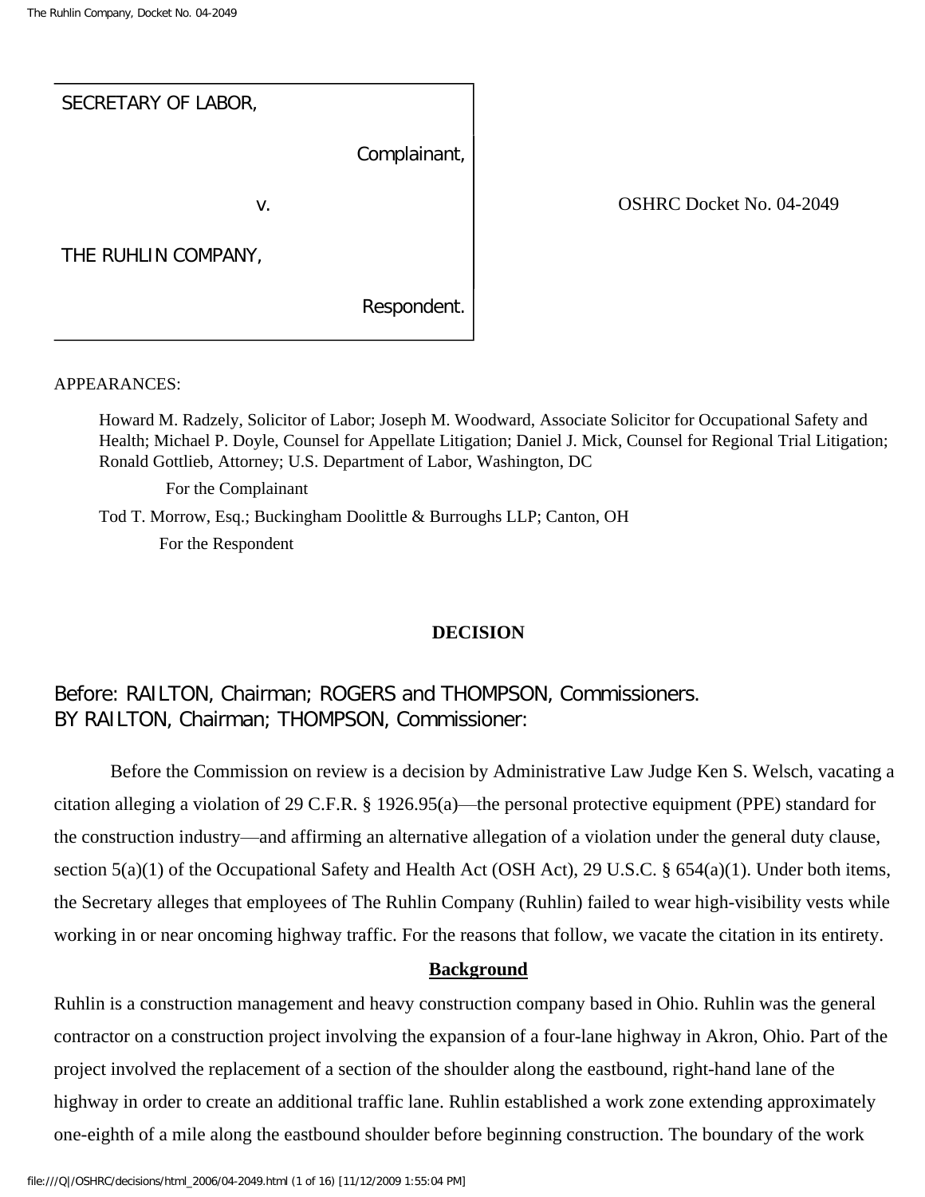| SECRETARY OF LABOR, | |
|---|---|
| | Complainant, |
| v. | |
| THE RUHLIN COMPANY, | |
| | Respondent. |

OSHRC Docket No. 04-2049

APPEARANCES:

Howard M. Radzely, Solicitor of Labor; Joseph M. Woodward, Associate Solicitor for Occupational Safety and Health; Michael P. Doyle, Counsel for Appellate Litigation; Daniel J. Mick, Counsel for Regional Trial Litigation; Ronald Gottlieb, Attorney; U.S. Department of Labor, Washington, DC

For the Complainant

Tod T. Morrow, Esq.; Buckingham Doolittle & Burroughs LLP; Canton, OH

For the Respondent

## DECISION

Before: RAILTON, Chairman; ROGERS and THOMPSON, Commissioners.
BY RAILTON, Chairman; THOMPSON, Commissioner:

Before the Commission on review is a decision by Administrative Law Judge Ken S. Welsch, vacating a citation alleging a violation of 29 C.F.R. § 1926.95(a)—the personal protective equipment (PPE) standard for the construction industry—and affirming an alternative allegation of a violation under the general duty clause, section 5(a)(1) of the Occupational Safety and Health Act (OSH Act), 29 U.S.C. § 654(a)(1). Under both items, the Secretary alleges that employees of The Ruhlin Company (Ruhlin) failed to wear high-visibility vests while working in or near oncoming highway traffic. For the reasons that follow, we vacate the citation in its entirety.

### Background

Ruhlin is a construction management and heavy construction company based in Ohio. Ruhlin was the general contractor on a construction project involving the expansion of a four-lane highway in Akron, Ohio. Part of the project involved the replacement of a section of the shoulder along the eastbound, right-hand lane of the highway in order to create an additional traffic lane. Ruhlin established a work zone extending approximately one-eighth of a mile along the eastbound shoulder before beginning construction. The boundary of the work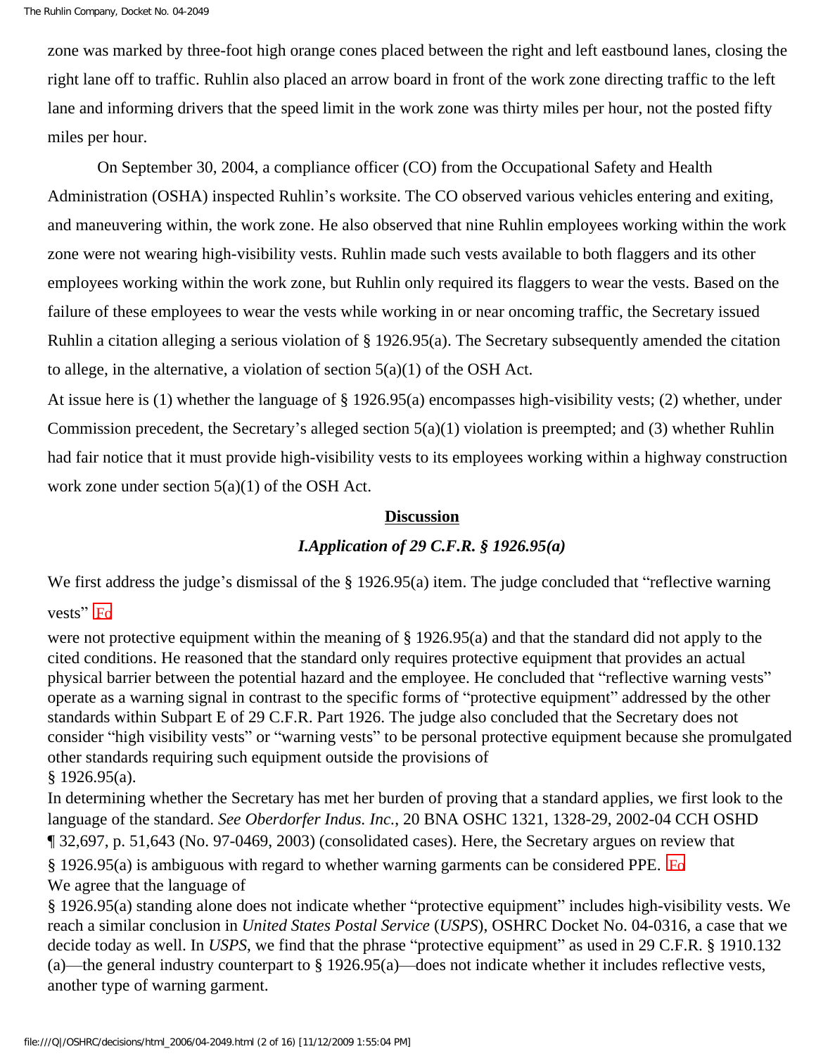zone was marked by three-foot high orange cones placed between the right and left eastbound lanes, closing the right lane off to traffic. Ruhlin also placed an arrow board in front of the work zone directing traffic to the left lane and informing drivers that the speed limit in the work zone was thirty miles per hour, not the posted fifty miles per hour.

On September 30, 2004, a compliance officer (CO) from the Occupational Safety and Health Administration (OSHA) inspected Ruhlin's worksite. The CO observed various vehicles entering and exiting, and maneuvering within, the work zone. He also observed that nine Ruhlin employees working within the work zone were not wearing high-visibility vests. Ruhlin made such vests available to both flaggers and its other employees working within the work zone, but Ruhlin only required its flaggers to wear the vests. Based on the failure of these employees to wear the vests while working in or near oncoming traffic, the Secretary issued Ruhlin a citation alleging a serious violation of § 1926.95(a). The Secretary subsequently amended the citation to allege, in the alternative, a violation of section 5(a)(1) of the OSH Act.

At issue here is (1) whether the language of § 1926.95(a) encompasses high-visibility vests; (2) whether, under Commission precedent, the Secretary's alleged section 5(a)(1) violation is preempted; and (3) whether Ruhlin had fair notice that it must provide high-visibility vests to its employees working within a highway construction work zone under section 5(a)(1) of the OSH Act.

## Discussion

### *I. Application of 29 C.F.R. § 1926.95(a)*

We first address the judge's dismissal of the § 1926.95(a) item. The judge concluded that "reflective warning vests" [Fo]

were not protective equipment within the meaning of § 1926.95(a) and that the standard did not apply to the cited conditions. He reasoned that the standard only requires protective equipment that provides an actual physical barrier between the potential hazard and the employee. He concluded that "reflective warning vests" operate as a warning signal in contrast to the specific forms of "protective equipment" addressed by the other standards within Subpart E of 29 C.F.R. Part 1926. The judge also concluded that the Secretary does not consider "high visibility vests" or "warning vests" to be personal protective equipment because she promulgated other standards requiring such equipment outside the provisions of § 1926.95(a).

In determining whether the Secretary has met her burden of proving that a standard applies, we first look to the language of the standard. *See Oberdorfer Indus. Inc.*, 20 BNA OSHC 1321, 1328-29, 2002-04 CCH OSHD ¶ 32,697, p. 51,643 (No. 97-0469, 2003) (consolidated cases). Here, the Secretary argues on review that § 1926.95(a) is ambiguous with regard to whether warning garments can be considered PPE. [Fo]

We agree that the language of § 1926.95(a) standing alone does not indicate whether "protective equipment" includes high-visibility vests. We reach a similar conclusion in *United States Postal Service* (*USPS*), OSHRC Docket No. 04-0316, a case that we decide today as well. In *USPS*, we find that the phrase "protective equipment" as used in 29 C.F.R. § 1910.132 (a)—the general industry counterpart to § 1926.95(a)—does not indicate whether it includes reflective vests, another type of warning garment.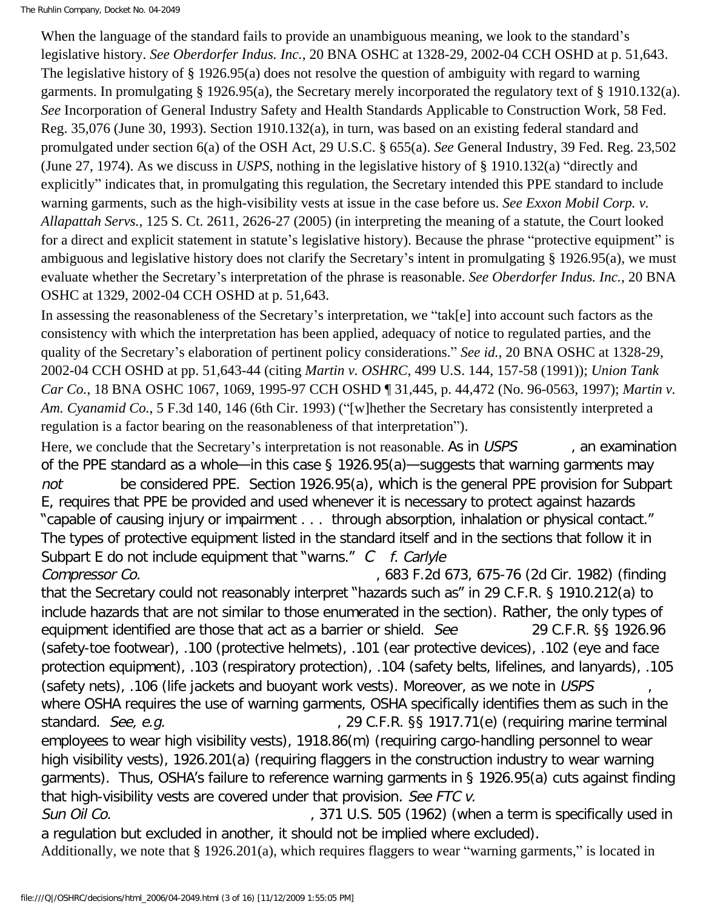When the language of the standard fails to provide an unambiguous meaning, we look to the standard's legislative history. *See Oberdorfer Indus. Inc.*, 20 BNA OSHC at 1328-29, 2002-04 CCH OSHD at p. 51,643. The legislative history of § 1926.95(a) does not resolve the question of ambiguity with regard to warning garments. In promulgating § 1926.95(a), the Secretary merely incorporated the regulatory text of § 1910.132(a). *See* Incorporation of General Industry Safety and Health Standards Applicable to Construction Work, 58 Fed. Reg. 35,076 (June 30, 1993). Section 1910.132(a), in turn, was based on an existing federal standard and promulgated under section 6(a) of the OSH Act, 29 U.S.C. § 655(a). *See* General Industry, 39 Fed. Reg. 23,502 (June 27, 1974). As we discuss in *USPS*, nothing in the legislative history of § 1910.132(a) "directly and explicitly" indicates that, in promulgating this regulation, the Secretary intended this PPE standard to include warning garments, such as the high-visibility vests at issue in the case before us. *See Exxon Mobil Corp. v. Allapattah Servs.*, 125 S. Ct. 2611, 2626-27 (2005) (in interpreting the meaning of a statute, the Court looked for a direct and explicit statement in statute's legislative history). Because the phrase "protective equipment" is ambiguous and legislative history does not clarify the Secretary's intent in promulgating § 1926.95(a), we must evaluate whether the Secretary's interpretation of the phrase is reasonable. *See Oberdorfer Indus. Inc.*, 20 BNA OSHC at 1329, 2002-04 CCH OSHD at p. 51,643.

In assessing the reasonableness of the Secretary's interpretation, we "tak[e] into account such factors as the consistency with which the interpretation has been applied, adequacy of notice to regulated parties, and the quality of the Secretary's elaboration of pertinent policy considerations." *See id.*, 20 BNA OSHC at 1328-29, 2002-04 CCH OSHD at pp. 51,643-44 (citing *Martin v. OSHRC*, 499 U.S. 144, 157-58 (1991)); *Union Tank Car Co.*, 18 BNA OSHC 1067, 1069, 1995-97 CCH OSHD ¶ 31,445, p. 44,472 (No. 96-0563, 1997); *Martin v. Am. Cyanamid Co.*, 5 F.3d 140, 146 (6th Cir. 1993) ("[w]hether the Secretary has consistently interpreted a regulation is a factor bearing on the reasonableness of that interpretation").

Here, we conclude that the Secretary's interpretation is not reasonable. As in *USPS*, an examination of the PPE standard as a whole—in this case § 1926.95(a)—suggests that warning garments may *not* be considered PPE. Section 1926.95(a), which is the general PPE provision for Subpart E, requires that PPE be provided and used whenever it is necessary to protect against hazards "capable of causing injury or impairment . . . through absorption, inhalation or physical contact." The types of protective equipment listed in the standard itself and in the sections that follow it in Subpart E do not include equipment that "warns." *Cf. Carlyle Compressor Co.*, 683 F.2d 673, 675-76 (2d Cir. 1982) (finding that the Secretary could not reasonably interpret "hazards such as" in 29 C.F.R. § 1910.212(a) to include hazards that are not similar to those enumerated in the section). Rather, the only types of equipment identified are those that act as a barrier or shield. *See* 29 C.F.R. §§ 1926.96 (safety-toe footwear), .100 (protective helmets), .101 (ear protective devices), .102 (eye and face protection equipment), .103 (respiratory protection), .104 (safety belts, lifelines, and lanyards), .105 (safety nets), .106 (life jackets and buoyant work vests). Moreover, as we note in *USPS*, where OSHA requires the use of warning garments, OSHA specifically identifies them as such in the standard. *See, e.g.*, 29 C.F.R. §§ 1917.71(e) (requiring marine terminal employees to wear high visibility vests), 1918.86(m) (requiring cargo-handling personnel to wear high visibility vests), 1926.201(a) (requiring flaggers in the construction industry to wear warning garments). Thus, OSHA's failure to reference warning garments in § 1926.95(a) cuts against finding that high-visibility vests are covered under that provision. *See FTC v. Sun Oil Co.*, 371 U.S. 505 (1962) (when a term is specifically used in a regulation but excluded in another, it should not be implied where excluded).

Additionally, we note that § 1926.201(a), which requires flaggers to wear "warning garments," is located in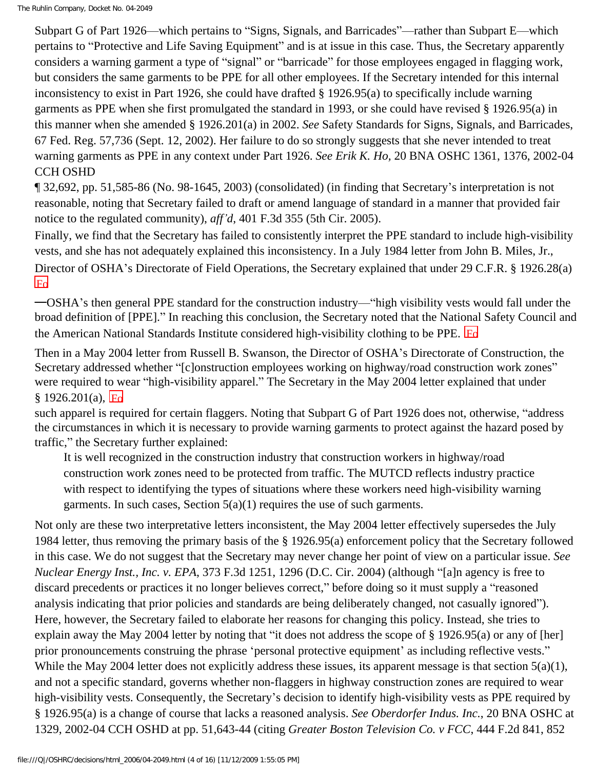Subpart G of Part 1926—which pertains to "Signs, Signals, and Barricades"—rather than Subpart E—which pertains to "Protective and Life Saving Equipment" and is at issue in this case. Thus, the Secretary apparently considers a warning garment a type of "signal" or "barricade" for those employees engaged in flagging work, but considers the same garments to be PPE for all other employees. If the Secretary intended for this internal inconsistency to exist in Part 1926, she could have drafted § 1926.95(a) to specifically include warning garments as PPE when she first promulgated the standard in 1993, or she could have revised § 1926.95(a) in this manner when she amended § 1926.201(a) in 2002. *See* Safety Standards for Signs, Signals, and Barricades, 67 Fed. Reg. 57,736 (Sept. 12, 2002). Her failure to do so strongly suggests that she never intended to treat warning garments as PPE in any context under Part 1926. *See Erik K. Ho*, 20 BNA OSHC 1361, 1376, 2002-04 CCH OSHD ¶ 32,692, pp. 51,585-86 (No. 98-1645, 2003) (consolidated) (in finding that Secretary's interpretation is not reasonable, noting that Secretary failed to draft or amend language of standard in a manner that provided fair notice to the regulated community), *aff'd*, 401 F.3d 355 (5th Cir. 2005).

Finally, we find that the Secretary has failed to consistently interpret the PPE standard to include high-visibility vests, and she has not adequately explained this inconsistency. In a July 1984 letter from John B. Miles, Jr., Director of OSHA's Directorate of Field Operations, the Secretary explained that under 29 C.F.R. § 1926.28(a) [Fn] —OSHA's then general PPE standard for the construction industry—"high visibility vests would fall under the broad definition of [PPE]." In reaching this conclusion, the Secretary noted that the National Safety Council and the American National Standards Institute considered high-visibility clothing to be PPE. [Fn]

Then in a May 2004 letter from Russell B. Swanson, the Director of OSHA's Directorate of Construction, the Secretary addressed whether "[c]onstruction employees working on highway/road construction work zones" were required to wear "high-visibility apparel." The Secretary in the May 2004 letter explained that under § 1926.201(a), [Fn] such apparel is required for certain flaggers. Noting that Subpart G of Part 1926 does not, otherwise, "address the circumstances in which it is necessary to provide warning garments to protect against the hazard posed by traffic," the Secretary further explained:

> It is well recognized in the construction industry that construction workers in highway/road construction work zones need to be protected from traffic. The MUTCD reflects industry practice with respect to identifying the types of situations where these workers need high-visibility warning garments. In such cases, Section 5(a)(1) requires the use of such garments.

Not only are these two interpretative letters inconsistent, the May 2004 letter effectively supersedes the July 1984 letter, thus removing the primary basis of the § 1926.95(a) enforcement policy that the Secretary followed in this case. We do not suggest that the Secretary may never change her point of view on a particular issue. *See Nuclear Energy Inst., Inc. v. EPA*, 373 F.3d 1251, 1296 (D.C. Cir. 2004) (although "[a]n agency is free to discard precedents or practices it no longer believes correct," before doing so it must supply a "reasoned analysis indicating that prior policies and standards are being deliberately changed, not casually ignored"). Here, however, the Secretary failed to elaborate her reasons for changing this policy. Instead, she tries to explain away the May 2004 letter by noting that "it does not address the scope of § 1926.95(a) or any of [her] prior pronouncements construing the phrase 'personal protective equipment' as including reflective vests." While the May 2004 letter does not explicitly address these issues, its apparent message is that section 5(a)(1), and not a specific standard, governs whether non-flaggers in highway construction zones are required to wear high-visibility vests. Consequently, the Secretary's decision to identify high-visibility vests as PPE required by § 1926.95(a) is a change of course that lacks a reasoned analysis. *See Oberdorfer Indus. Inc.*, 20 BNA OSHC at 1329, 2002-04 CCH OSHD at pp. 51,643-44 (citing *Greater Boston Television Co. v FCC*, 444 F.2d 841, 852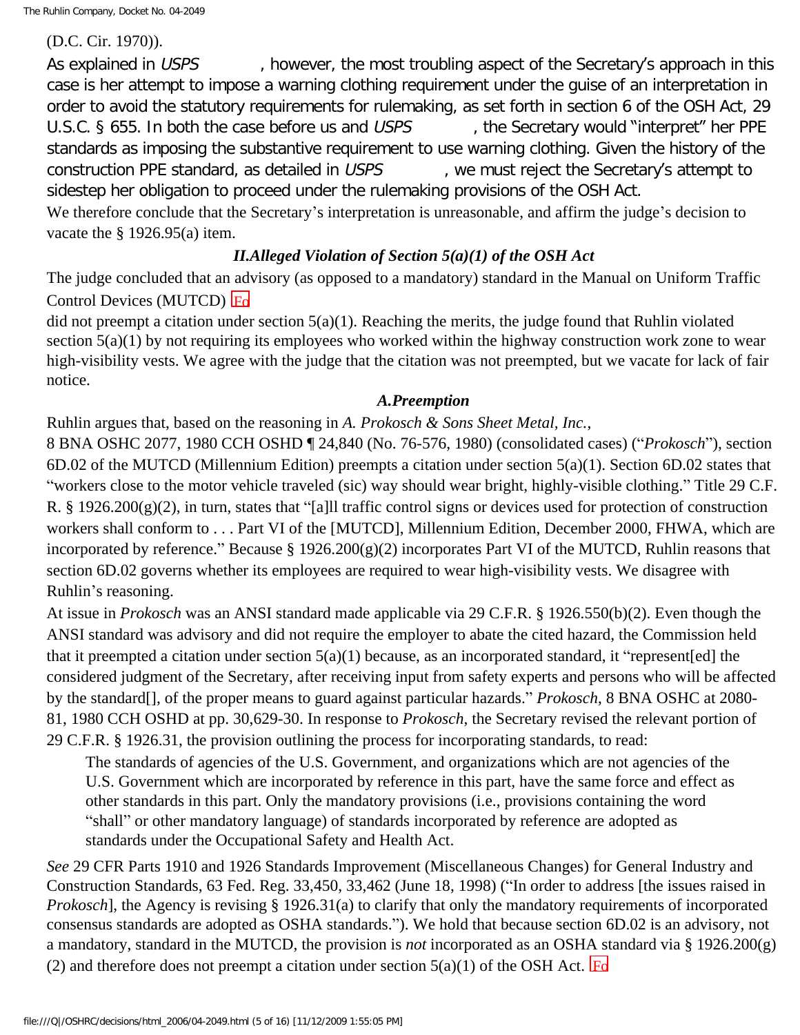(D.C. Cir. 1970)).

As explained in *USPS*, however, the most troubling aspect of the Secretary's approach in this case is her attempt to impose a warning clothing requirement under the guise of an interpretation in order to avoid the statutory requirements for rulemaking, as set forth in section 6 of the OSH Act, 29 U.S.C. § 655. In both the case before us and *USPS*, the Secretary would "interpret" her PPE standards as imposing the substantive requirement to use warning clothing. Given the history of the construction PPE standard, as detailed in *USPS*, we must reject the Secretary's attempt to sidestep her obligation to proceed under the rulemaking provisions of the OSH Act.

We therefore conclude that the Secretary's interpretation is unreasonable, and affirm the judge's decision to vacate the § 1926.95(a) item.

### *II. Alleged Violation of Section 5(a)(1) of the OSH Act*

The judge concluded that an advisory (as opposed to a mandatory) standard in the Manual on Uniform Traffic Control Devices (MUTCD) [Fn] did not preempt a citation under section 5(a)(1). Reaching the merits, the judge found that Ruhlin violated section 5(a)(1) by not requiring its employees who worked within the highway construction work zone to wear high-visibility vests. We agree with the judge that the citation was not preempted, but we vacate for lack of fair notice.

#### *A. Preemption*

Ruhlin argues that, based on the reasoning in *A. Prokosch & Sons Sheet Metal, Inc.*, 8 BNA OSHC 2077, 1980 CCH OSHD ¶ 24,840 (No. 76-576, 1980) (consolidated cases) ("*Prokosch*"), section 6D.02 of the MUTCD (Millennium Edition) preempts a citation under section 5(a)(1). Section 6D.02 states that "workers close to the motor vehicle traveled (sic) way should wear bright, highly-visible clothing." Title 29 C.F. R. § 1926.200(g)(2), in turn, states that "[a]ll traffic control signs or devices used for protection of construction workers shall conform to . . . Part VI of the [MUTCD], Millennium Edition, December 2000, FHWA, which are incorporated by reference." Because § 1926.200(g)(2) incorporates Part VI of the MUTCD, Ruhlin reasons that section 6D.02 governs whether its employees are required to wear high-visibility vests. We disagree with Ruhlin's reasoning.

At issue in *Prokosch* was an ANSI standard made applicable via 29 C.F.R. § 1926.550(b)(2). Even though the ANSI standard was advisory and did not require the employer to abate the cited hazard, the Commission held that it preempted a citation under section 5(a)(1) because, as an incorporated standard, it "represent[ed] the considered judgment of the Secretary, after receiving input from safety experts and persons who will be affected by the standard[], of the proper means to guard against particular hazards." *Prokosch*, 8 BNA OSHC at 2080-81, 1980 CCH OSHD at pp. 30,629-30. In response to *Prokosch*, the Secretary revised the relevant portion of 29 C.F.R. § 1926.31, the provision outlining the process for incorporating standards, to read:

> The standards of agencies of the U.S. Government, and organizations which are not agencies of the U.S. Government which are incorporated by reference in this part, have the same force and effect as other standards in this part. Only the mandatory provisions (i.e., provisions containing the word "shall" or other mandatory language) of standards incorporated by reference are adopted as standards under the Occupational Safety and Health Act.

*See* 29 CFR Parts 1910 and 1926 Standards Improvement (Miscellaneous Changes) for General Industry and Construction Standards, 63 Fed. Reg. 33,450, 33,462 (June 18, 1998) ("In order to address [the issues raised in *Prokosch*], the Agency is revising § 1926.31(a) to clarify that only the mandatory requirements of incorporated consensus standards are adopted as OSHA standards."). We hold that because section 6D.02 is an advisory, not a mandatory, standard in the MUTCD, the provision is *not* incorporated as an OSHA standard via § 1926.200(g)(2) and therefore does not preempt a citation under section 5(a)(1) of the OSH Act. [Fn]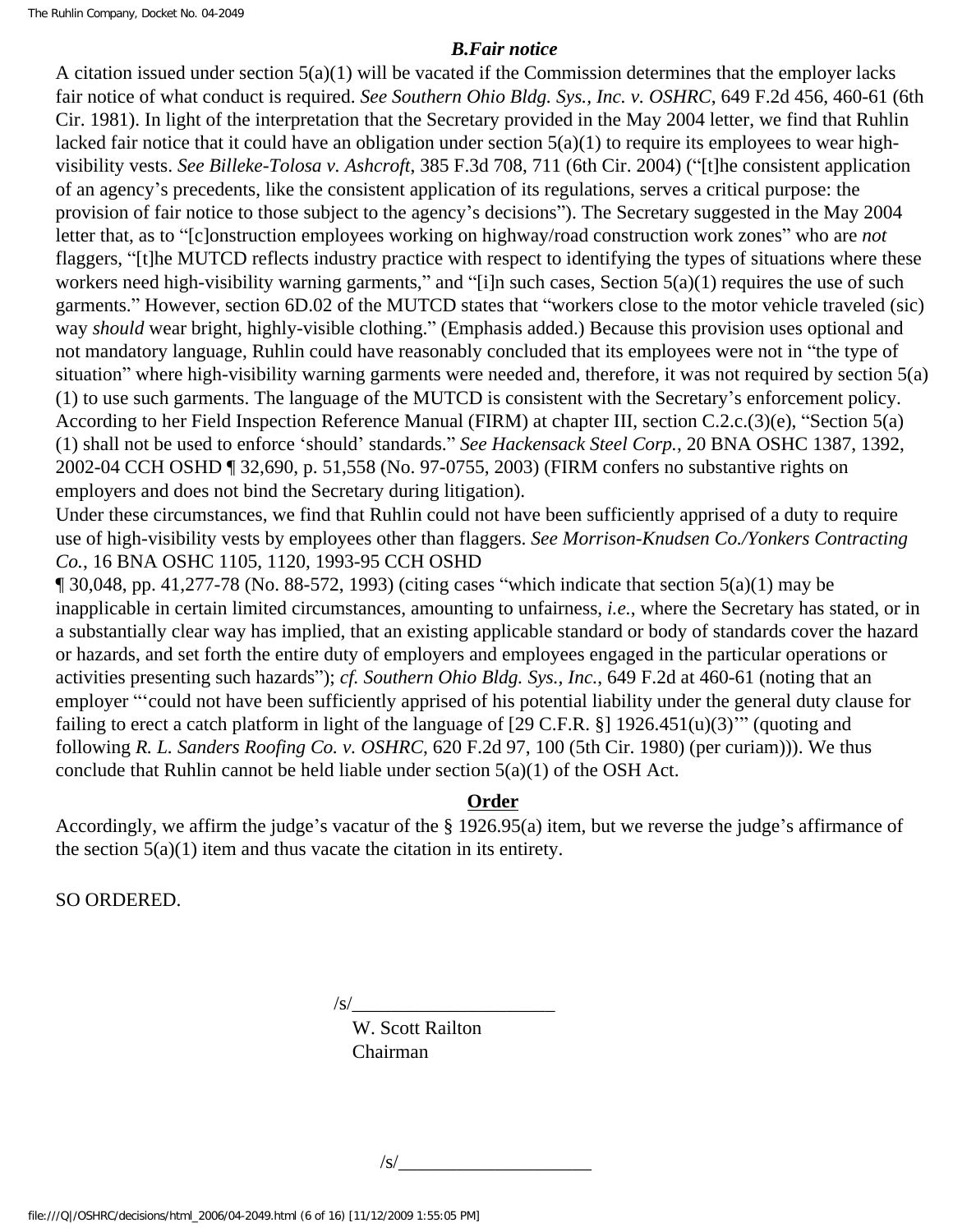### *B. Fair notice*

A citation issued under section 5(a)(1) will be vacated if the Commission determines that the employer lacks fair notice of what conduct is required. *See Southern Ohio Bldg. Sys., Inc. v. OSHRC*, 649 F.2d 456, 460-61 (6th Cir. 1981). In light of the interpretation that the Secretary provided in the May 2004 letter, we find that Ruhlin lacked fair notice that it could have an obligation under section 5(a)(1) to require its employees to wear high-visibility vests. *See Billeke-Tolosa v. Ashcroft*, 385 F.3d 708, 711 (6th Cir. 2004) ("[t]he consistent application of an agency's precedents, like the consistent application of its regulations, serves a critical purpose: the provision of fair notice to those subject to the agency's decisions"). The Secretary suggested in the May 2004 letter that, as to "[c]onstruction employees working on highway/road construction work zones" who are *not* flaggers, "[t]he MUTCD reflects industry practice with respect to identifying the types of situations where these workers need high-visibility warning garments," and "[i]n such cases, Section 5(a)(1) requires the use of such garments." However, section 6D.02 of the MUTCD states that "workers close to the motor vehicle traveled (sic) way *should* wear bright, highly-visible clothing." (Emphasis added.) Because this provision uses optional and not mandatory language, Ruhlin could have reasonably concluded that its employees were not in "the type of situation" where high-visibility warning garments were needed and, therefore, it was not required by section 5(a)(1) to use such garments. The language of the MUTCD is consistent with the Secretary's enforcement policy. According to her Field Inspection Reference Manual (FIRM) at chapter III, section C.2.c.(3)(e), "Section 5(a)(1) shall not be used to enforce 'should' standards." *See Hackensack Steel Corp.*, 20 BNA OSHC 1387, 1392, 2002-04 CCH OSHD ¶ 32,690, p. 51,558 (No. 97-0755, 2003) (FIRM confers no substantive rights on employers and does not bind the Secretary during litigation).

Under these circumstances, we find that Ruhlin could not have been sufficiently apprised of a duty to require use of high-visibility vests by employees other than flaggers. *See Morrison-Knudsen Co./Yonkers Contracting Co.*, 16 BNA OSHC 1105, 1120, 1993-95 CCH OSHD ¶ 30,048, pp. 41,277-78 (No. 88-572, 1993) (citing cases "which indicate that section 5(a)(1) may be inapplicable in certain limited circumstances, amounting to unfairness, *i.e.*, where the Secretary has stated, or in a substantially clear way has implied, that an existing applicable standard or body of standards cover the hazard or hazards, and set forth the entire duty of employers and employees engaged in the particular operations or activities presenting such hazards"); *cf. Southern Ohio Bldg. Sys., Inc.*, 649 F.2d at 460-61 (noting that an employer "'could not have been sufficiently apprised of his potential liability under the general duty clause for failing to erect a catch platform in light of the language of [29 C.F.R. §] 1926.451(u)(3)'" (quoting and following *R. L. Sanders Roofing Co. v. OSHRC*, 620 F.2d 97, 100 (5th Cir. 1980) (per curiam))). We thus conclude that Ruhlin cannot be held liable under section 5(a)(1) of the OSH Act.

## Order

Accordingly, we affirm the judge's vacatur of the § 1926.95(a) item, but we reverse the judge's affirmance of the section 5(a)(1) item and thus vacate the citation in its entirety.

SO ORDERED.

/s/\_\_\_\_\_\_\_\_\_\_\_\_\_\_\_\_\_\_\_\_\_\_
W. Scott Railton
Chairman

/s/\_\_\_\_\_\_\_\_\_\_\_\_\_\_\_\_\_\_\_\_\_\_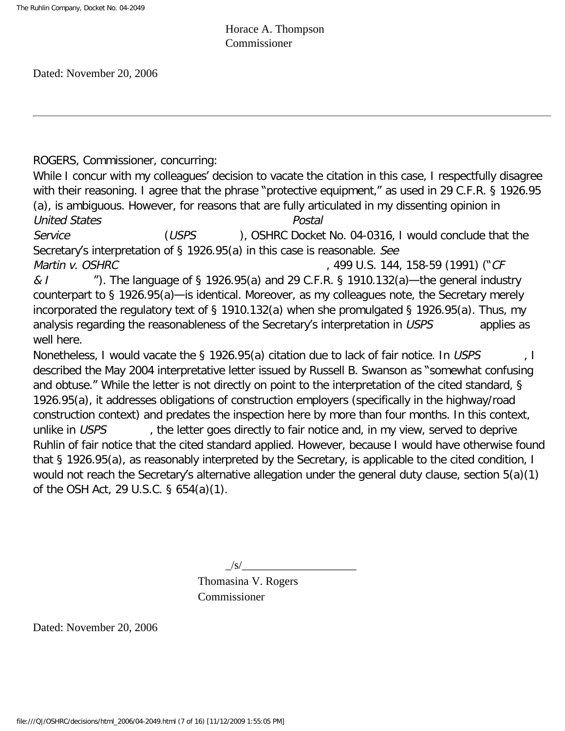Horace A. Thompson
Commissioner

Dated: November 20, 2006

---

ROGERS, Commissioner, concurring:

While I concur with my colleagues' decision to vacate the citation in this case, I respectfully disagree with their reasoning. I agree that the phrase "protective equipment," as used in 29 C.F.R. § 1926.95 (a), is ambiguous. However, for reasons that are fully articulated in my dissenting opinion in *United States Postal Service* (*USPS*), OSHRC Docket No. 04-0316, I would conclude that the Secretary's interpretation of § 1926.95(a) in this case is reasonable. *See Martin v. OSHRC*, 499 U.S. 144, 158-59 (1991) ("*CF & I*"). The language of § 1926.95(a) and 29 C.F.R. § 1910.132(a)—the general industry counterpart to § 1926.95(a)—is identical. Moreover, as my colleagues note, the Secretary merely incorporated the regulatory text of § 1910.132(a) when she promulgated § 1926.95(a). Thus, my analysis regarding the reasonableness of the Secretary's interpretation in *USPS* applies as well here.

Nonetheless, I would vacate the § 1926.95(a) citation due to lack of fair notice. In *USPS*, I described the May 2004 interpretative letter issued by Russell B. Swanson as "somewhat confusing and obtuse." While the letter is not directly on point to the interpretation of the cited standard, § 1926.95(a), it addresses obligations of construction employers (specifically in the highway/road construction context) and predates the inspection here by more than four months. In this context, unlike in *USPS*, the letter goes directly to fair notice and, in my view, served to deprive Ruhlin of fair notice that the cited standard applied. However, because I would have otherwise found that § 1926.95(a), as reasonably interpreted by the Secretary, is applicable to the cited condition, I would not reach the Secretary's alternative allegation under the general duty clause, section 5(a)(1) of the OSH Act, 29 U.S.C. § 654(a)(1).

_/s/____________________
Thomasina V. Rogers
Commissioner

Dated: November 20, 2006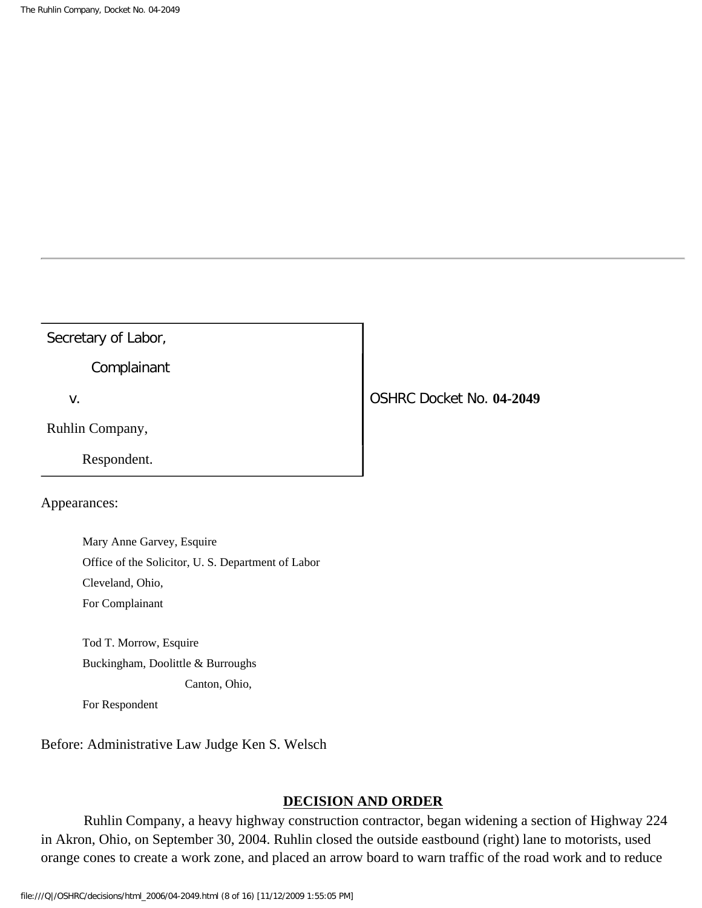---

| Secretary of Law, | |
|---|---|
| Complainant | |
| v. | OSHRC Docket No. **04-2049** |
| Ruhlin Company, | |
| Respondent. | |

Appearances:

Mary Anne Garvey, Esquire
Office of the Solicitor, U. S. Department of Labor
Cleveland, Ohio,
For Complainant

Tod T. Morrow, Esquire
Buckingham, Doolittle & Burroughs
Canton, Ohio,
For Respondent

Before: Administrative Law Judge Ken S. Welsch

## DECISION AND ORDER

Ruhlin Company, a heavy highway construction contractor, began widening a section of Highway 224 in Akron, Ohio, on September 30, 2004. Ruhlin closed the outside eastbound (right) lane to motorists, used orange cones to create a work zone, and placed an arrow board to warn traffic of the road work and to reduce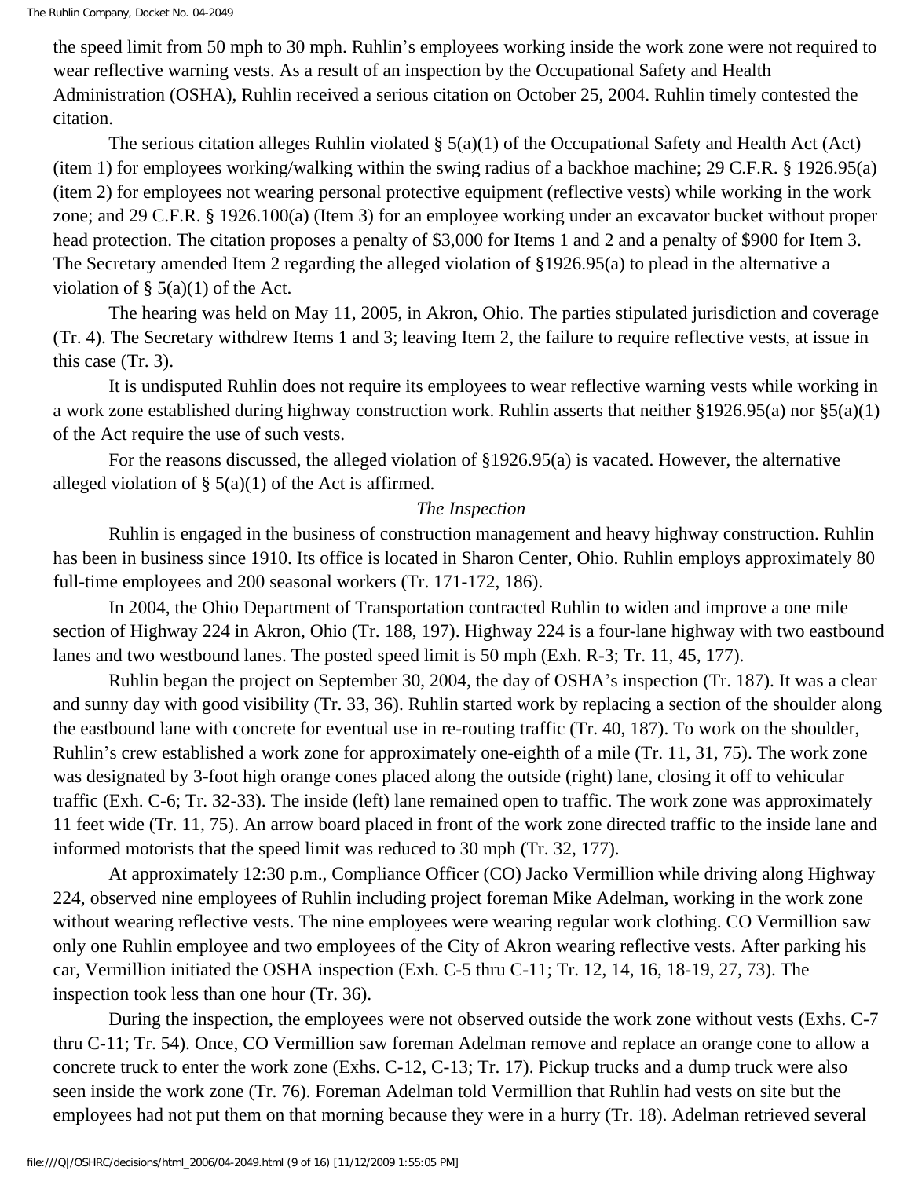the speed limit from 50 mph to 30 mph. Ruhlin's employees working inside the work zone were not required to wear reflective warning vests. As a result of an inspection by the Occupational Safety and Health Administration (OSHA), Ruhlin received a serious citation on October 25, 2004. Ruhlin timely contested the citation.

The serious citation alleges Ruhlin violated § 5(a)(1) of the Occupational Safety and Health Act (Act) (item 1) for employees working/walking within the swing radius of a backhoe machine; 29 C.F.R. § 1926.95(a) (item 2) for employees not wearing personal protective equipment (reflective vests) while working in the work zone; and 29 C.F.R. § 1926.100(a) (Item 3) for an employee working under an excavator bucket without proper head protection. The citation proposes a penalty of $3,000 for Items 1 and 2 and a penalty of $900 for Item 3. The Secretary amended Item 2 regarding the alleged violation of §1926.95(a) to plead in the alternative a violation of § 5(a)(1) of the Act.

The hearing was held on May 11, 2005, in Akron, Ohio. The parties stipulated jurisdiction and coverage (Tr. 4). The Secretary withdrew Items 1 and 3; leaving Item 2, the failure to require reflective vests, at issue in this case (Tr. 3).

It is undisputed Ruhlin does not require its employees to wear reflective warning vests while working in a work zone established during highway construction work. Ruhlin asserts that neither §1926.95(a) nor §5(a)(1) of the Act require the use of such vests.

For the reasons discussed, the alleged violation of §1926.95(a) is vacated. However, the alternative alleged violation of § 5(a)(1) of the Act is affirmed.

*The Inspection*

Ruhlin is engaged in the business of construction management and heavy highway construction. Ruhlin has been in business since 1910. Its office is located in Sharon Center, Ohio. Ruhlin employs approximately 80 full-time employees and 200 seasonal workers (Tr. 171-172, 186).

In 2004, the Ohio Department of Transportation contracted Ruhlin to widen and improve a one mile section of Highway 224 in Akron, Ohio (Tr. 188, 197). Highway 224 is a four-lane highway with two eastbound lanes and two westbound lanes. The posted speed limit is 50 mph (Exh. R-3; Tr. 11, 45, 177).

Ruhlin began the project on September 30, 2004, the day of OSHA's inspection (Tr. 187). It was a clear and sunny day with good visibility (Tr. 33, 36). Ruhlin started work by replacing a section of the shoulder along the eastbound lane with concrete for eventual use in re-routing traffic (Tr. 40, 187). To work on the shoulder, Ruhlin's crew established a work zone for approximately one-eighth of a mile (Tr. 11, 31, 75). The work zone was designated by 3-foot high orange cones placed along the outside (right) lane, closing it off to vehicular traffic (Exh. C-6; Tr. 32-33). The inside (left) lane remained open to traffic. The work zone was approximately 11 feet wide (Tr. 11, 75). An arrow board placed in front of the work zone directed traffic to the inside lane and informed motorists that the speed limit was reduced to 30 mph (Tr. 32, 177).

At approximately 12:30 p.m., Compliance Officer (CO) Jacko Vermillion while driving along Highway 224, observed nine employees of Ruhlin including project foreman Mike Adelman, working in the work zone without wearing reflective vests. The nine employees were wearing regular work clothing. CO Vermillion saw only one Ruhlin employee and two employees of the City of Akron wearing reflective vests. After parking his car, Vermillion initiated the OSHA inspection (Exh. C-5 thru C-11; Tr. 12, 14, 16, 18-19, 27, 73). The inspection took less than one hour (Tr. 36).

During the inspection, the employees were not observed outside the work zone without vests (Exhs. C-7 thru C-11; Tr. 54). Once, CO Vermillion saw foreman Adelman remove and replace an orange cone to allow a concrete truck to enter the work zone (Exhs. C-12, C-13; Tr. 17). Pickup trucks and a dump truck were also seen inside the work zone (Tr. 76). Foreman Adelman told Vermillion that Ruhlin had vests on site but the employees had not put them on that morning because they were in a hurry (Tr. 18). Adelman retrieved several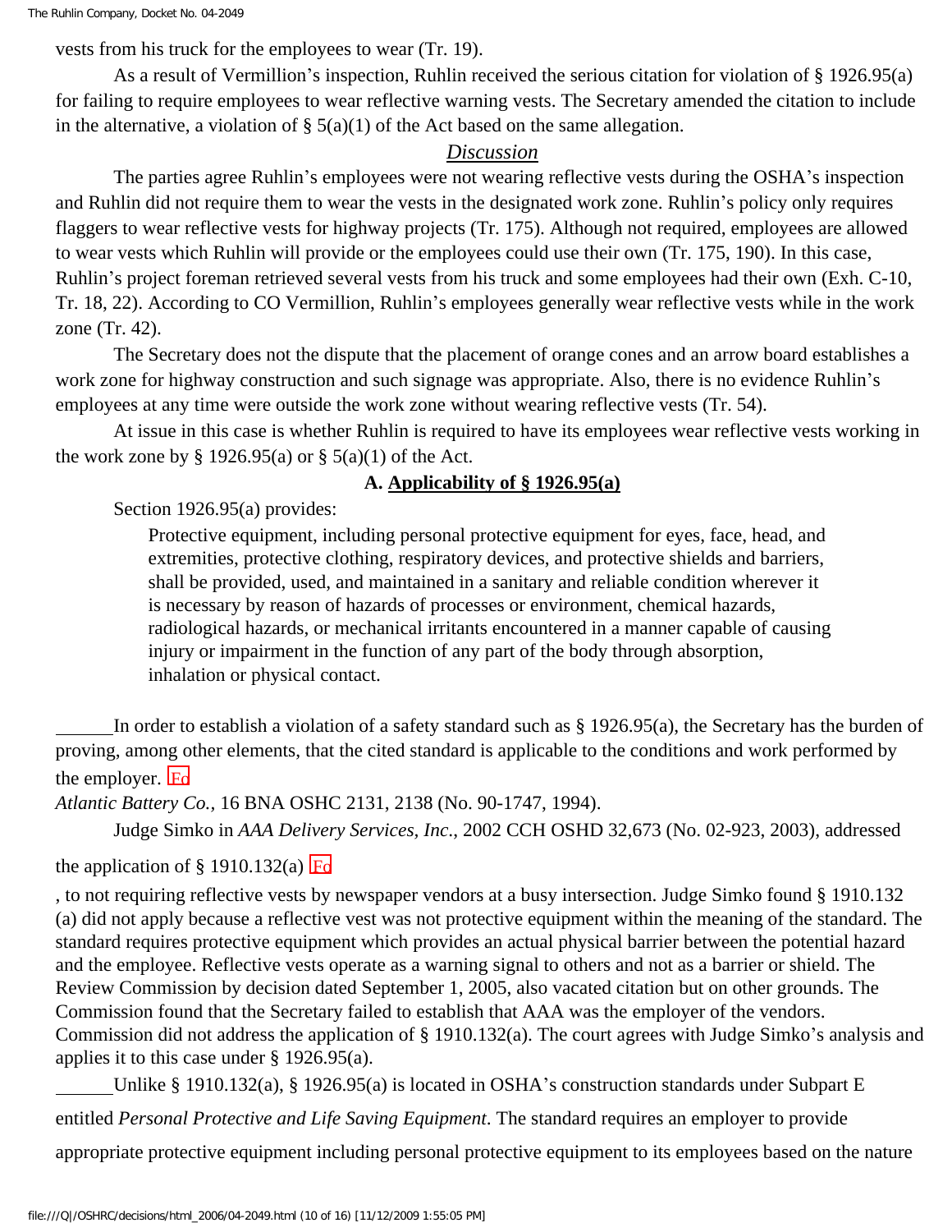vests from his truck for the employees to wear (Tr. 19).

As a result of Vermillion's inspection, Ruhlin received the serious citation for violation of § 1926.95(a) for failing to require employees to wear reflective warning vests. The Secretary amended the citation to include in the alternative, a violation of § 5(a)(1) of the Act based on the same allegation.

## *Discussion*

The parties agree Ruhlin's employees were not wearing reflective vests during the OSHA's inspection and Ruhlin did not require them to wear the vests in the designated work zone. Ruhlin's policy only requires flaggers to wear reflective vests for highway projects (Tr. 175). Although not required, employees are allowed to wear vests which Ruhlin will provide or the employees could use their own (Tr. 175, 190). In this case, Ruhlin's project foreman retrieved several vests from his truck and some employees had their own (Exh. C-10, Tr. 18, 22). According to CO Vermillion, Ruhlin's employees generally wear reflective vests while in the work zone (Tr. 42).

The Secretary does not the dispute that the placement of orange cones and an arrow board establishes a work zone for highway construction and such signage was appropriate. Also, there is no evidence Ruhlin's employees at any time were outside the work zone without wearing reflective vests (Tr. 54).

At issue in this case is whether Ruhlin is required to have its employees wear reflective vests working in the work zone by § 1926.95(a) or § 5(a)(1) of the Act.

### A. Applicability of § 1926.95(a)

Section 1926.95(a) provides:

> Protective equipment, including personal protective equipment for eyes, face, head, and extremities, protective clothing, respiratory devices, and protective shields and barriers, shall be provided, used, and maintained in a sanitary and reliable condition wherever it is necessary by reason of hazards of processes or environment, chemical hazards, radiological hazards, or mechanical irritants encountered in a manner capable of causing injury or impairment in the function of any part of the body through absorption, inhalation or physical contact.

In order to establish a violation of a safety standard such as § 1926.95(a), the Secretary has the burden of proving, among other elements, that the cited standard is applicable to the conditions and work performed by the employer. [Fn]

*Atlantic Battery Co.*, 16 BNA OSHC 2131, 2138 (No. 90-1747, 1994).

Judge Simko in *AAA Delivery Services, Inc*., 2002 CCH OSHD 32,673 (No. 02-923, 2003), addressed the application of § 1910.132(a) [Fn]

, to not requiring reflective vests by newspaper vendors at a busy intersection. Judge Simko found § 1910.132 (a) did not apply because a reflective vest was not protective equipment within the meaning of the standard. The standard requires protective equipment which provides an actual physical barrier between the potential hazard and the employee. Reflective vests operate as a warning signal to others and not as a barrier or shield. The Review Commission by decision dated September 1, 2005, also vacated citation but on other grounds. The Commission found that the Secretary failed to establish that AAA was the employer of the vendors. Commission did not address the application of § 1910.132(a). The court agrees with Judge Simko's analysis and applies it to this case under § 1926.95(a).

Unlike § 1910.132(a), § 1926.95(a) is located in OSHA's construction standards under Subpart E entitled *Personal Protective and Life Saving Equipment*. The standard requires an employer to provide appropriate protective equipment including personal protective equipment to its employees based on the nature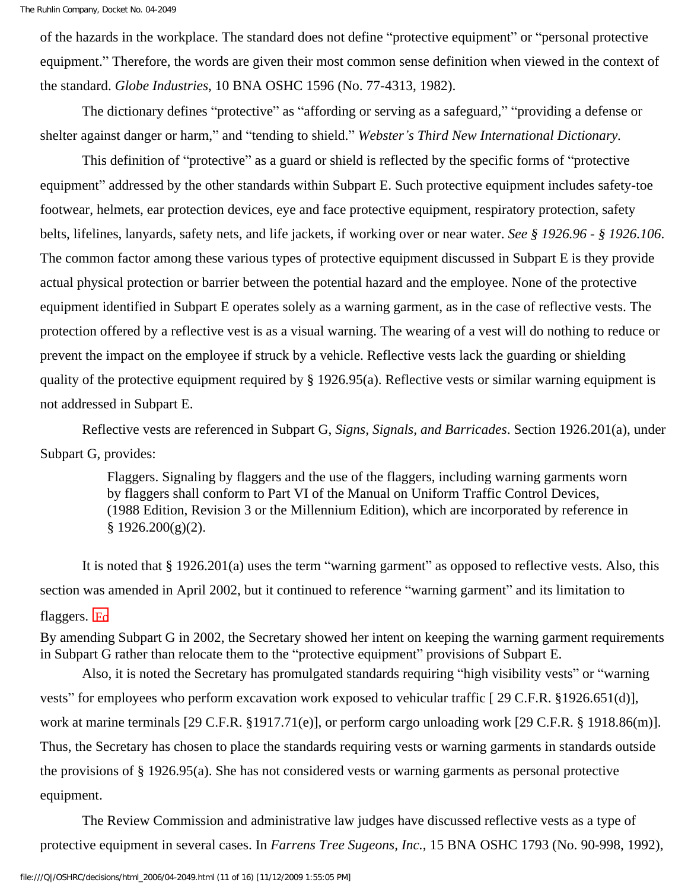of the hazards in the workplace. The standard does not define "protective equipment" or "personal protective equipment." Therefore, the words are given their most common sense definition when viewed in the context of the standard. *Globe Industries*, 10 BNA OSHC 1596 (No. 77-4313, 1982).

The dictionary defines "protective" as "affording or serving as a safeguard," "providing a defense or shelter against danger or harm," and "tending to shield." *Webster's Third New International Dictionary*.

This definition of "protective" as a guard or shield is reflected by the specific forms of "protective equipment" addressed by the other standards within Subpart E. Such protective equipment includes safety-toe footwear, helmets, ear protection devices, eye and face protective equipment, respiratory protection, safety belts, lifelines, lanyards, safety nets, and life jackets, if working over or near water. *See § 1926.96 - § 1926.106*. The common factor among these various types of protective equipment discussed in Subpart E is they provide actual physical protection or barrier between the potential hazard and the employee. None of the protective equipment identified in Subpart E operates solely as a warning garment, as in the case of reflective vests. The protection offered by a reflective vest is as a visual warning. The wearing of a vest will do nothing to reduce or prevent the impact on the employee if struck by a vehicle. Reflective vests lack the guarding or shielding quality of the protective equipment required by § 1926.95(a). Reflective vests or similar warning equipment is not addressed in Subpart E.

Reflective vests are referenced in Subpart G, *Signs, Signals, and Barricades*. Section 1926.201(a), under Subpart G, provides:

> Flaggers. Signaling by flaggers and the use of the flaggers, including warning garments worn by flaggers shall conform to Part VI of the Manual on Uniform Traffic Control Devices, (1988 Edition, Revision 3 or the Millennium Edition), which are incorporated by reference in § 1926.200(g)(2).

It is noted that § 1926.201(a) uses the term "warning garment" as opposed to reflective vests. Also, this section was amended in April 2002, but it continued to reference "warning garment" and its limitation to flaggers. Fn

By amending Subpart G in 2002, the Secretary showed her intent on keeping the warning garment requirements in Subpart G rather than relocate them to the "protective equipment" provisions of Subpart E.

Also, it is noted the Secretary has promulgated standards requiring "high visibility vests" or "warning vests" for employees who perform excavation work exposed to vehicular traffic [ 29 C.F.R. §1926.651(d)], work at marine terminals [29 C.F.R. §1917.71(e)], or perform cargo unloading work [29 C.F.R. § 1918.86(m)]. Thus, the Secretary has chosen to place the standards requiring vests or warning garments in standards outside the provisions of § 1926.95(a). She has not considered vests or warning garments as personal protective equipment.

The Review Commission and administrative law judges have discussed reflective vests as a type of protective equipment in several cases. In *Farrens Tree Sugeons, Inc.*, 15 BNA OSHC 1793 (No. 90-998, 1992),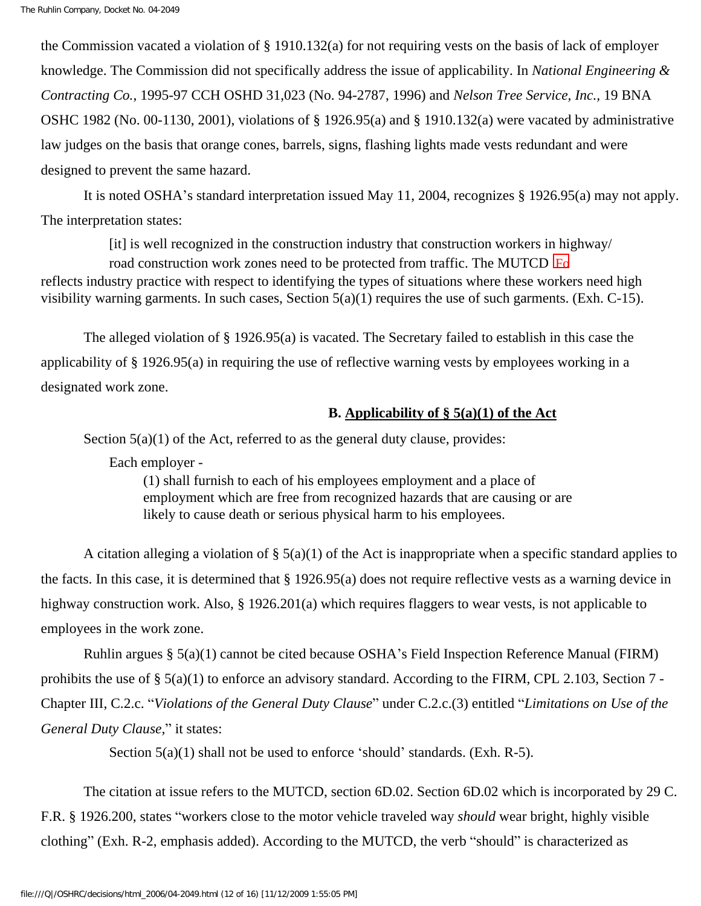the Commission vacated a violation of § 1910.132(a) for not requiring vests on the basis of lack of employer knowledge. The Commission did not specifically address the issue of applicability. In *National Engineering & Contracting Co.*, 1995-97 CCH OSHD 31,023 (No. 94-2787, 1996) and *Nelson Tree Service, Inc.*, 19 BNA OSHC 1982 (No. 00-1130, 2001), violations of § 1926.95(a) and § 1910.132(a) were vacated by administrative law judges on the basis that orange cones, barrels, signs, flashing lights made vests redundant and were designed to prevent the same hazard.

It is noted OSHA's standard interpretation issued May 11, 2004, recognizes § 1926.95(a) may not apply. The interpretation states:

> [it] is well recognized in the construction industry that construction workers in highway/ road construction work zones need to be protected from traffic. The MUTCD [Fn] reflects industry practice with respect to identifying the types of situations where these workers need high visibility warning garments. In such cases, Section 5(a)(1) requires the use of such garments. (Exh. C-15).

The alleged violation of § 1926.95(a) is vacated. The Secretary failed to establish in this case the applicability of § 1926.95(a) in requiring the use of reflective warning vests by employees working in a designated work zone.

### B. Applicability of § 5(a)(1) of the Act

Section 5(a)(1) of the Act, referred to as the general duty clause, provides:

> Each employer -
>
> (1) shall furnish to each of his employees employment and a place of employment which are free from recognized hazards that are causing or are likely to cause death or serious physical harm to his employees.

A citation alleging a violation of § 5(a)(1) of the Act is inappropriate when a specific standard applies to the facts. In this case, it is determined that § 1926.95(a) does not require reflective vests as a warning device in highway construction work. Also, § 1926.201(a) which requires flaggers to wear vests, is not applicable to employees in the work zone.

Ruhlin argues § 5(a)(1) cannot be cited because OSHA's Field Inspection Reference Manual (FIRM) prohibits the use of § 5(a)(1) to enforce an advisory standard. According to the FIRM, CPL 2.103, Section 7 - Chapter III, C.2.c. "*Violations of the General Duty Clause*" under C.2.c.(3) entitled "*Limitations on Use of the General Duty Clause*," it states:

> Section 5(a)(1) shall not be used to enforce 'should' standards. (Exh. R-5).

The citation at issue refers to the MUTCD, section 6D.02. Section 6D.02 which is incorporated by 29 C. F.R. § 1926.200, states "workers close to the motor vehicle traveled way *should* wear bright, highly visible clothing" (Exh. R-2, emphasis added). According to the MUTCD, the verb "should" is characterized as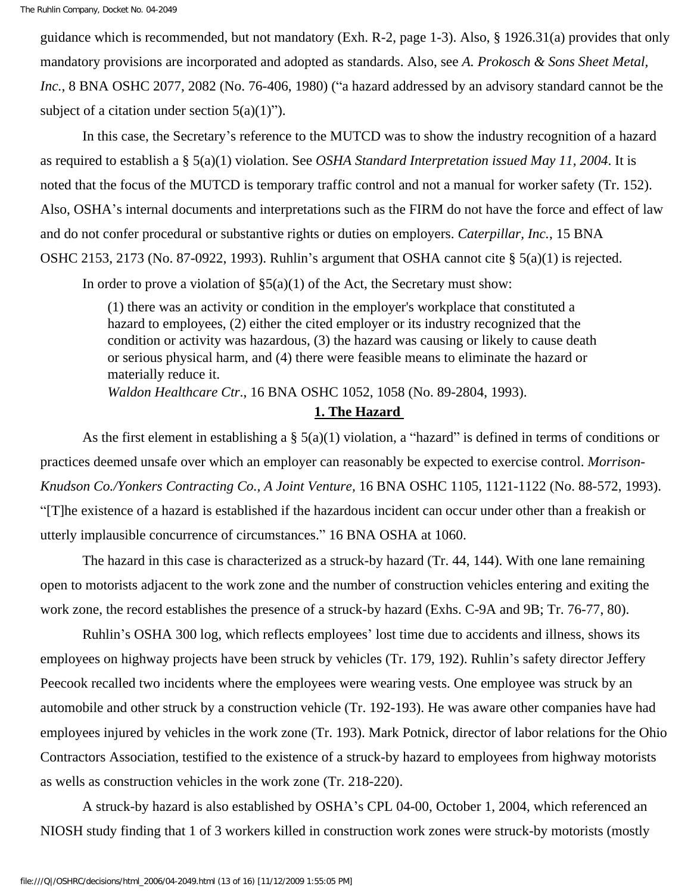guidance which is recommended, but not mandatory (Exh. R-2, page 1-3). Also, § 1926.31(a) provides that only mandatory provisions are incorporated and adopted as standards. Also, see *A. Prokosch & Sons Sheet Metal, Inc.*, 8 BNA OSHC 2077, 2082 (No. 76-406, 1980) ("a hazard addressed by an advisory standard cannot be the subject of a citation under section 5(a)(1)").

In this case, the Secretary's reference to the MUTCD was to show the industry recognition of a hazard as required to establish a § 5(a)(1) violation. See *OSHA Standard Interpretation issued May 11, 2004*. It is noted that the focus of the MUTCD is temporary traffic control and not a manual for worker safety (Tr. 152). Also, OSHA's internal documents and interpretations such as the FIRM do not have the force and effect of law and do not confer procedural or substantive rights or duties on employers. *Caterpillar, Inc.*, 15 BNA OSHC 2153, 2173 (No. 87-0922, 1993). Ruhlin's argument that OSHA cannot cite § 5(a)(1) is rejected.

In order to prove a violation of §5(a)(1) of the Act, the Secretary must show:

> (1) there was an activity or condition in the employer's workplace that constituted a hazard to employees, (2) either the cited employer or its industry recognized that the condition or activity was hazardous, (3) the hazard was causing or likely to cause death or serious physical harm, and (4) there were feasible means to eliminate the hazard or materially reduce it.
> *Waldon Healthcare Ctr*., 16 BNA OSHC 1052, 1058 (No. 89-2804, 1993).

**1. The Hazard**

As the first element in establishing a § 5(a)(1) violation, a "hazard" is defined in terms of conditions or practices deemed unsafe over which an employer can reasonably be expected to exercise control. *Morrison-Knudson Co./Yonkers Contracting Co., A Joint Venture*, 16 BNA OSHC 1105, 1121-1122 (No. 88-572, 1993). "[T]he existence of a hazard is established if the hazardous incident can occur under other than a freakish or utterly implausible concurrence of circumstances." 16 BNA OSHA at 1060.

The hazard in this case is characterized as a struck-by hazard (Tr. 44, 144). With one lane remaining open to motorists adjacent to the work zone and the number of construction vehicles entering and exiting the work zone, the record establishes the presence of a struck-by hazard (Exhs. C-9A and 9B; Tr. 76-77, 80).

Ruhlin's OSHA 300 log, which reflects employees' lost time due to accidents and illness, shows its employees on highway projects have been struck by vehicles (Tr. 179, 192). Ruhlin's safety director Jeffery Peecook recalled two incidents where the employees were wearing vests. One employee was struck by an automobile and other struck by a construction vehicle (Tr. 192-193). He was aware other companies have had employees injured by vehicles in the work zone (Tr. 193). Mark Potnick, director of labor relations for the Ohio Contractors Association, testified to the existence of a struck-by hazard to employees from highway motorists as wells as construction vehicles in the work zone (Tr. 218-220).

A struck-by hazard is also established by OSHA's CPL 04-00, October 1, 2004, which referenced an NIOSH study finding that 1 of 3 workers killed in construction work zones were struck-by motorists (mostly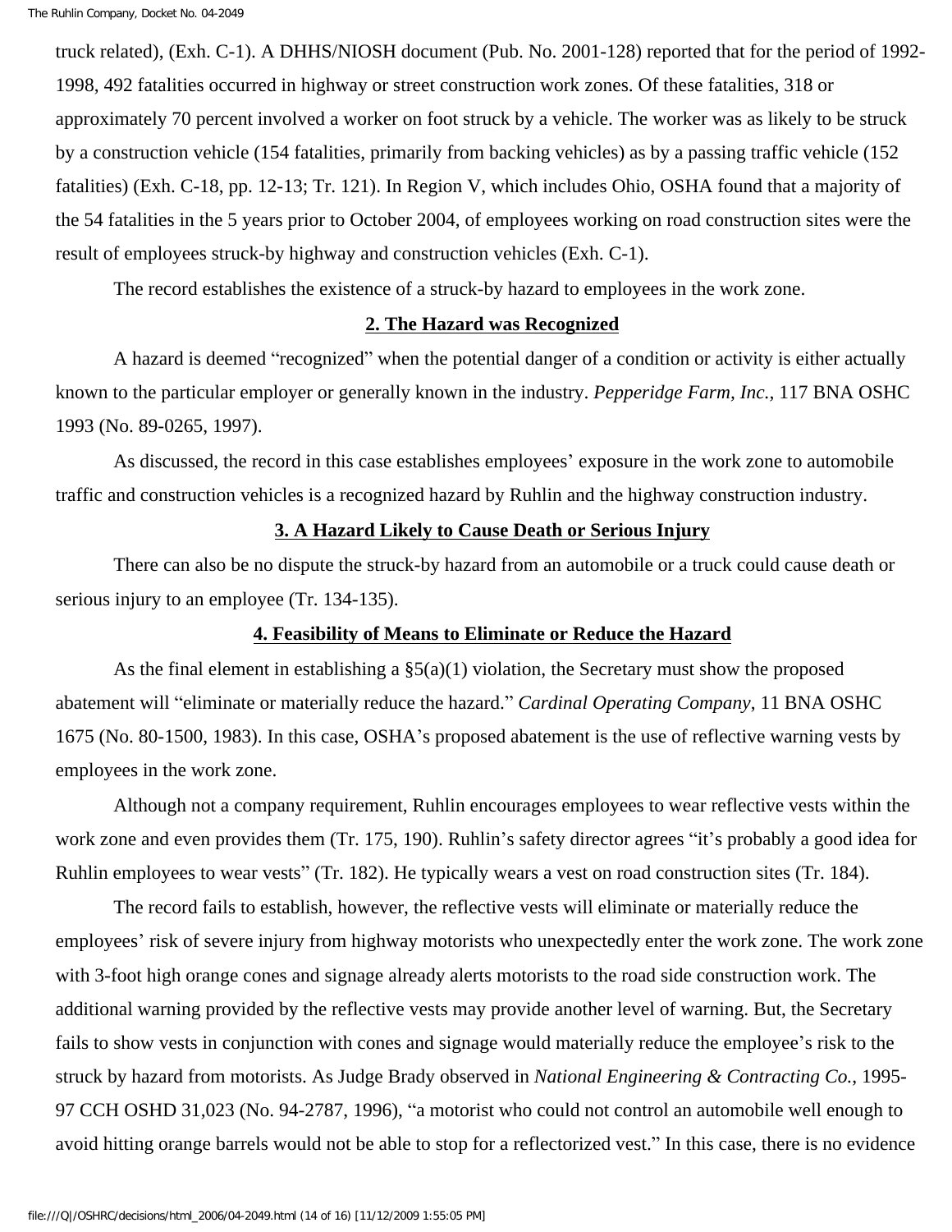truck related), (Exh. C-1). A DHHS/NIOSH document (Pub. No. 2001-128) reported that for the period of 1992-1998, 492 fatalities occurred in highway or street construction work zones. Of these fatalities, 318 or approximately 70 percent involved a worker on foot struck by a vehicle. The worker was as likely to be struck by a construction vehicle (154 fatalities, primarily from backing vehicles) as by a passing traffic vehicle (152 fatalities) (Exh. C-18, pp. 12-13; Tr. 121). In Region V, which includes Ohio, OSHA found that a majority of the 54 fatalities in the 5 years prior to October 2004, of employees working on road construction sites were the result of employees struck-by highway and construction vehicles (Exh. C-1).

The record establishes the existence of a struck-by hazard to employees in the work zone.

**2. The Hazard was Recognized**

A hazard is deemed "recognized" when the potential danger of a condition or activity is either actually known to the particular employer or generally known in the industry. *Pepperidge Farm, Inc.*, 117 BNA OSHC 1993 (No. 89-0265, 1997).

As discussed, the record in this case establishes employees' exposure in the work zone to automobile traffic and construction vehicles is a recognized hazard by Ruhlin and the highway construction industry.

**3. A Hazard Likely to Cause Death or Serious Injury**

There can also be no dispute the struck-by hazard from an automobile or a truck could cause death or serious injury to an employee (Tr. 134-135).

**4. Feasibility of Means to Eliminate or Reduce the Hazard**

As the final element in establishing a §5(a)(1) violation, the Secretary must show the proposed abatement will "eliminate or materially reduce the hazard." *Cardinal Operating Company*, 11 BNA OSHC 1675 (No. 80-1500, 1983). In this case, OSHA's proposed abatement is the use of reflective warning vests by employees in the work zone.

Although not a company requirement, Ruhlin encourages employees to wear reflective vests within the work zone and even provides them (Tr. 175, 190). Ruhlin's safety director agrees "it's probably a good idea for Ruhlin employees to wear vests" (Tr. 182). He typically wears a vest on road construction sites (Tr. 184).

The record fails to establish, however, the reflective vests will eliminate or materially reduce the employees' risk of severe injury from highway motorists who unexpectedly enter the work zone. The work zone with 3-foot high orange cones and signage already alerts motorists to the road side construction work. The additional warning provided by the reflective vests may provide another level of warning. But, the Secretary fails to show vests in conjunction with cones and signage would materially reduce the employee's risk to the struck by hazard from motorists. As Judge Brady observed in *National Engineering & Contracting Co.*, 1995-97 CCH OSHD 31,023 (No. 94-2787, 1996), "a motorist who could not control an automobile well enough to avoid hitting orange barrels would not be able to stop for a reflectorized vest." In this case, there is no evidence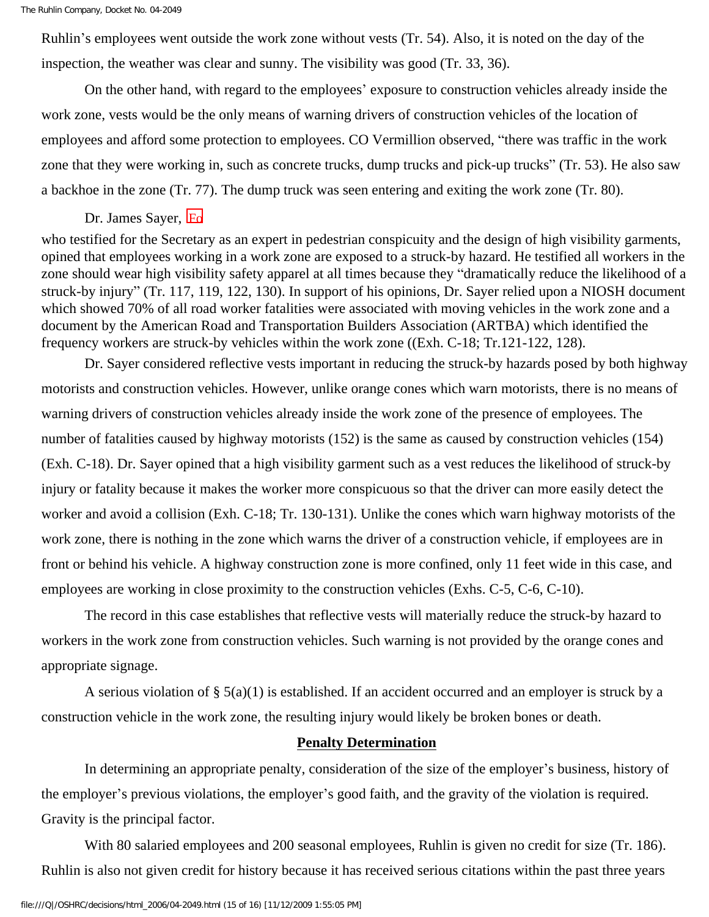Ruhlin's employees went outside the work zone without vests (Tr. 54). Also, it is noted on the day of the inspection, the weather was clear and sunny. The visibility was good (Tr. 33, 36).

On the other hand, with regard to the employees' exposure to construction vehicles already inside the work zone, vests would be the only means of warning drivers of construction vehicles of the location of employees and afford some protection to employees. CO Vermillion observed, "there was traffic in the work zone that they were working in, such as concrete trucks, dump trucks and pick-up trucks" (Tr. 53). He also saw a backhoe in the zone (Tr. 77). The dump truck was seen entering and exiting the work zone (Tr. 80).

Dr. James Sayer, [Fo]
who testified for the Secretary as an expert in pedestrian conspicuity and the design of high visibility garments, opined that employees working in a work zone are exposed to a struck-by hazard. He testified all workers in the zone should wear high visibility safety apparel at all times because they "dramatically reduce the likelihood of a struck-by injury" (Tr. 117, 119, 122, 130). In support of his opinions, Dr. Sayer relied upon a NIOSH document which showed 70% of all road worker fatalities were associated with moving vehicles in the work zone and a document by the American Road and Transportation Builders Association (ARTBA) which identified the frequency workers are struck-by vehicles within the work zone ((Exh. C-18; Tr.121-122, 128).

Dr. Sayer considered reflective vests important in reducing the struck-by hazards posed by both highway motorists and construction vehicles. However, unlike orange cones which warn motorists, there is no means of warning drivers of construction vehicles already inside the work zone of the presence of employees. The number of fatalities caused by highway motorists (152) is the same as caused by construction vehicles (154) (Exh. C-18). Dr. Sayer opined that a high visibility garment such as a vest reduces the likelihood of struck-by injury or fatality because it makes the worker more conspicuous so that the driver can more easily detect the worker and avoid a collision (Exh. C-18; Tr. 130-131). Unlike the cones which warn highway motorists of the work zone, there is nothing in the zone which warns the driver of a construction vehicle, if employees are in front or behind his vehicle. A highway construction zone is more confined, only 11 feet wide in this case, and employees are working in close proximity to the construction vehicles (Exhs. C-5, C-6, C-10).

The record in this case establishes that reflective vests will materially reduce the struck-by hazard to workers in the work zone from construction vehicles. Such warning is not provided by the orange cones and appropriate signage.

A serious violation of § 5(a)(1) is established. If an accident occurred and an employer is struck by a construction vehicle in the work zone, the resulting injury would likely be broken bones or death.

**Penalty Determination**

In determining an appropriate penalty, consideration of the size of the employer's business, history of the employer's previous violations, the employer's good faith, and the gravity of the violation is required. Gravity is the principal factor.

With 80 salaried employees and 200 seasonal employees, Ruhlin is given no credit for size (Tr. 186). Ruhlin is also not given credit for history because it has received serious citations within the past three years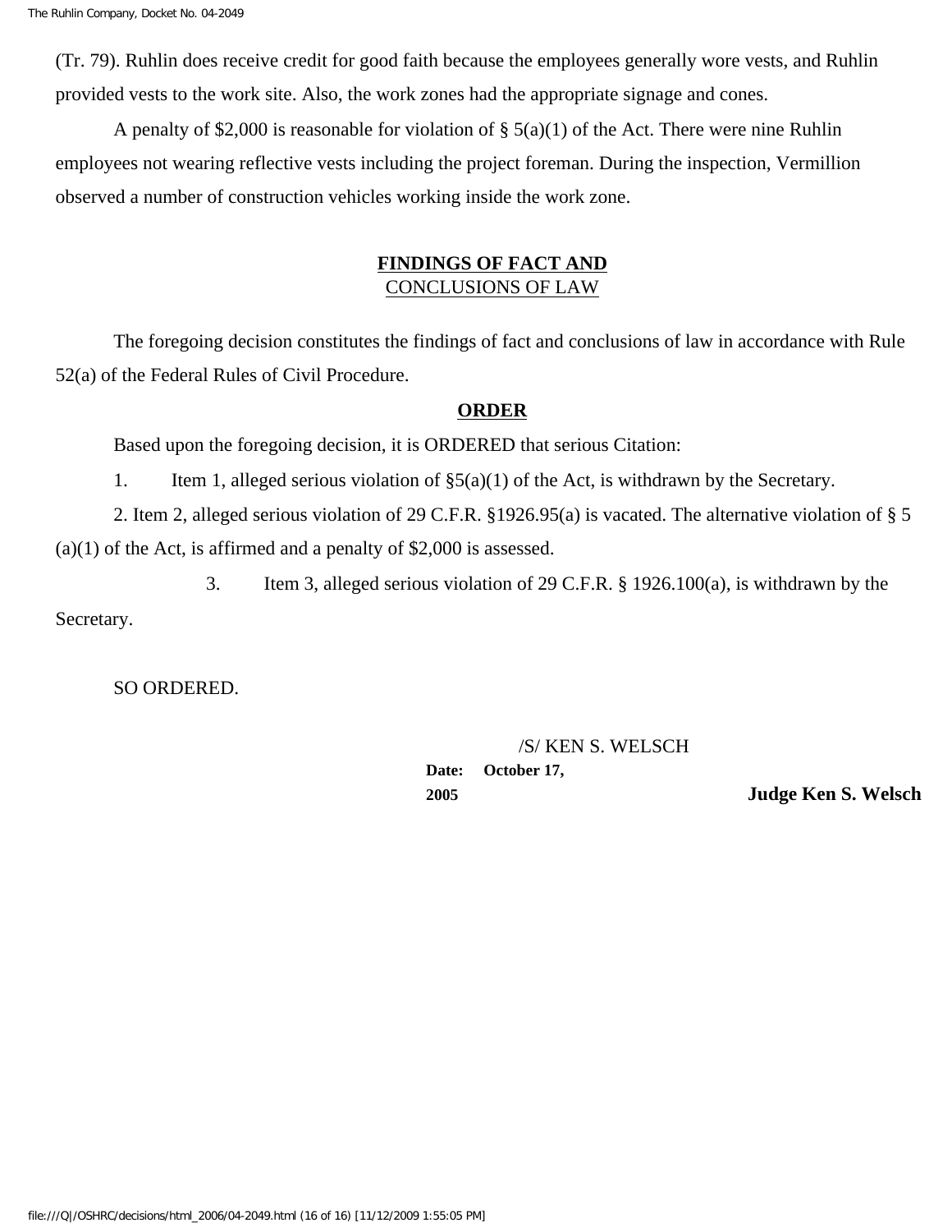(Tr. 79). Ruhlin does receive credit for good faith because the employees generally wore vests, and Ruhlin provided vests to the work site. Also, the work zones had the appropriate signage and cones.

A penalty of $2,000 is reasonable for violation of § 5(a)(1) of the Act. There were nine Ruhlin employees not wearing reflective vests including the project foreman. During the inspection, Vermillion observed a number of construction vehicles working inside the work zone.

## FINDINGS OF FACT AND CONCLUSIONS OF LAW

The foregoing decision constitutes the findings of fact and conclusions of law in accordance with Rule 52(a) of the Federal Rules of Civil Procedure.

## ORDER

Based upon the foregoing decision, it is ORDERED that serious Citation:

1. Item 1, alleged serious violation of §5(a)(1) of the Act, is withdrawn by the Secretary.

2. Item 2, alleged serious violation of 29 C.F.R. §1926.95(a) is vacated. The alternative violation of § 5 (a)(1) of the Act, is affirmed and a penalty of $2,000 is assessed.

3. Item 3, alleged serious violation of 29 C.F.R. § 1926.100(a), is withdrawn by the Secretary.

SO ORDERED.

/S/ KEN S. WELSCH

**Judge Ken S. Welsch**

**Date: October 17, 2005**